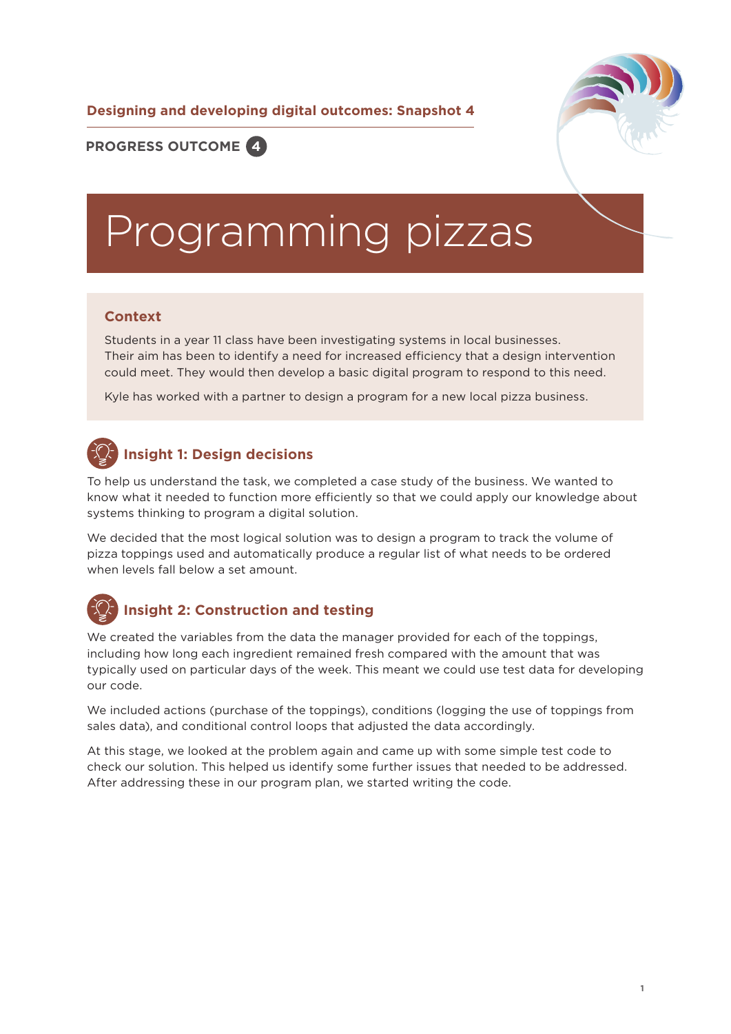Designing and developing digital outcomes: Snapshot 4

PROGRESS OUTCOME 4

# Programming pizzas

## Context

Students in a year 11 class have been investigating systems in local businesses. Their aim has been to identify a need for increased efficiency that a design intervention could meet. They would then develop a basic digital program to respond to this need.

Kyle has worked with a partner to design a program for a new local pizza business.

## Insight 1: Design decisions

To help us understand the task, we completed a case study of the business. We wanted to know what it needed to function more efficiently so that we could apply our knowledge about systems thinking to program a digital solution.

We decided that the most logical solution was to design a program to track the volume of pizza toppings used and automatically produce a regular list of what needs to be ordered when levels fall below a set amount.

## Insight 2: Construction and testing

We created the variables from the data the manager provided for each of the toppings, including how long each ingredient remained fresh compared with the amount that was typically used on particular days of the week. This meant we could use test data for developing our code.

We included actions (purchase of the toppings), conditions (logging the use of toppings from sales data), and conditional control loops that adjusted the data accordingly.

At this stage, we looked at the problem again and came up with some simple test code to check our solution. This helped us identify some further issues that needed to be addressed. After addressing these in our program plan, we started writing the code.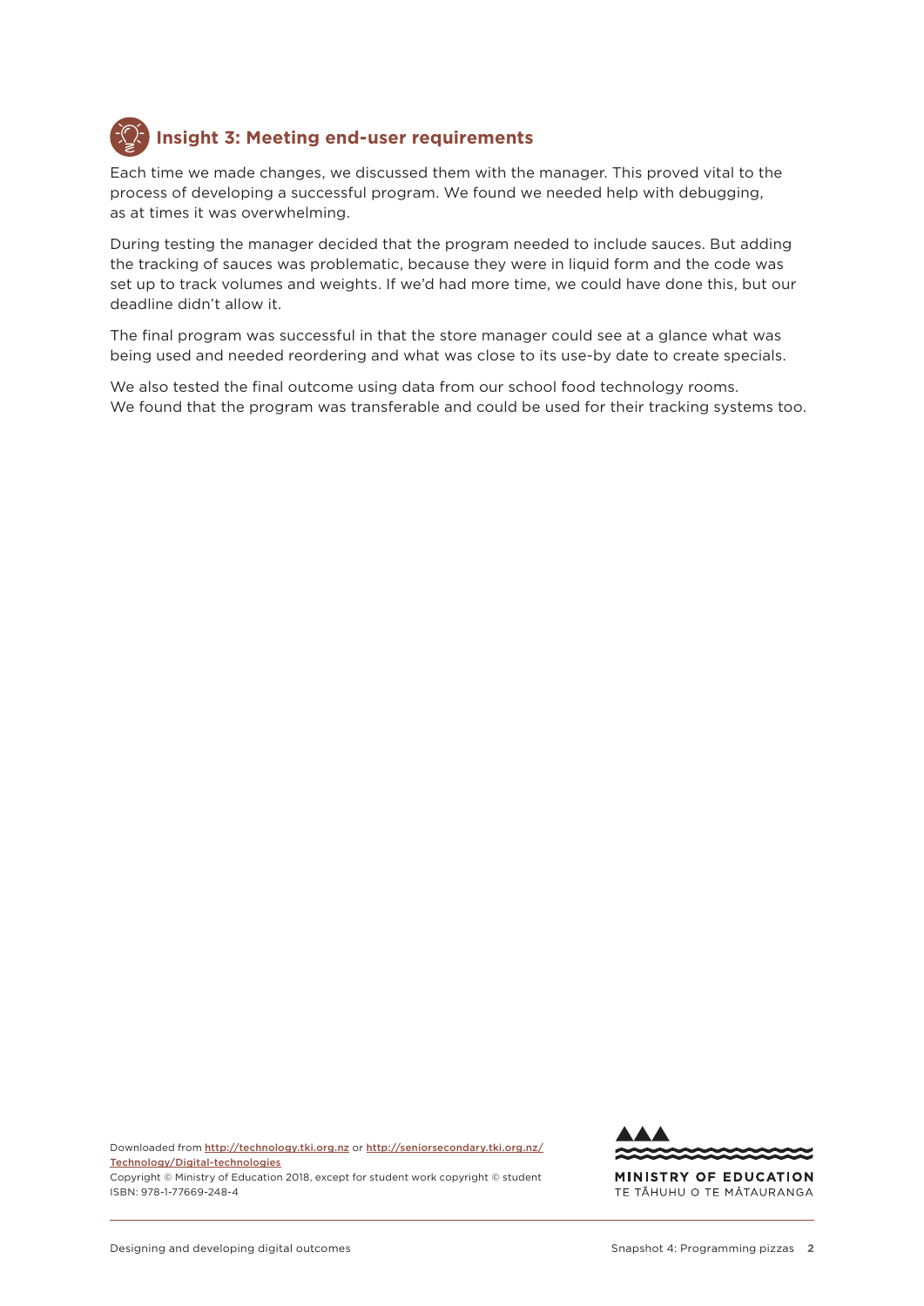## Insight 3: Meeting end-user requirements

Each time we made changes, we discussed them with the manager. This proved vital to the process of developing a successful program. We found we needed help with debugging, as at times it was overwhelming.

During testing the manager decided that the program needed to include sauces. But adding the tracking of sauces was problematic, because they were in liquid form and the code was set up to track volumes and weights. If we'd had more time, we could have done this, but our deadline didn't allow it.

The final program was successful in that the store manager could see at a glance what was being used and needed reordering and what was close to its use-by date to create specials.

We also tested the final outcome using data from our school food technology rooms. We found that the program was transferable and could be used for their tracking systems too.

Downloaded from http://technology.tki.org.nz or http://seniorsecondary.tki.org.nz/Technology/Digital-technologies
Copyright © Ministry of Education 2018, except for student work copyright © student
ISBN: 978-1-77669-248-4

MINISTRY OF EDUCATION
TE TĀHUHU O TE MĀTAURANGA